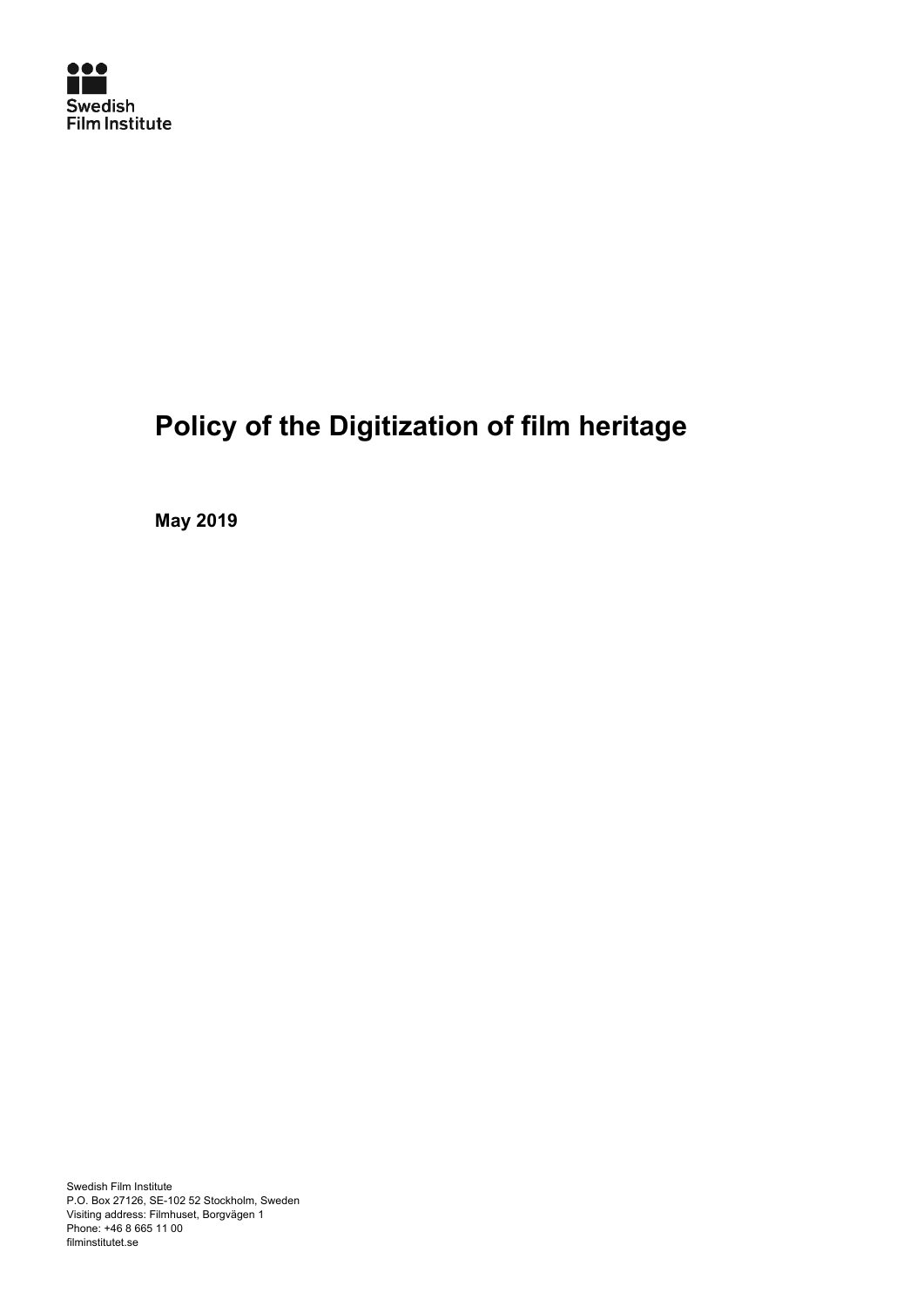Swedish Film Institute

# Policy of the Digitization of film heritage

**May 2019**

Swedish Film Institute
P.O. Box 27126, SE-102 52 Stockholm, Sweden
Visiting address: Filmhuset, Borgvägen 1
Phone: +46 8 665 11 00
filminstitutet.se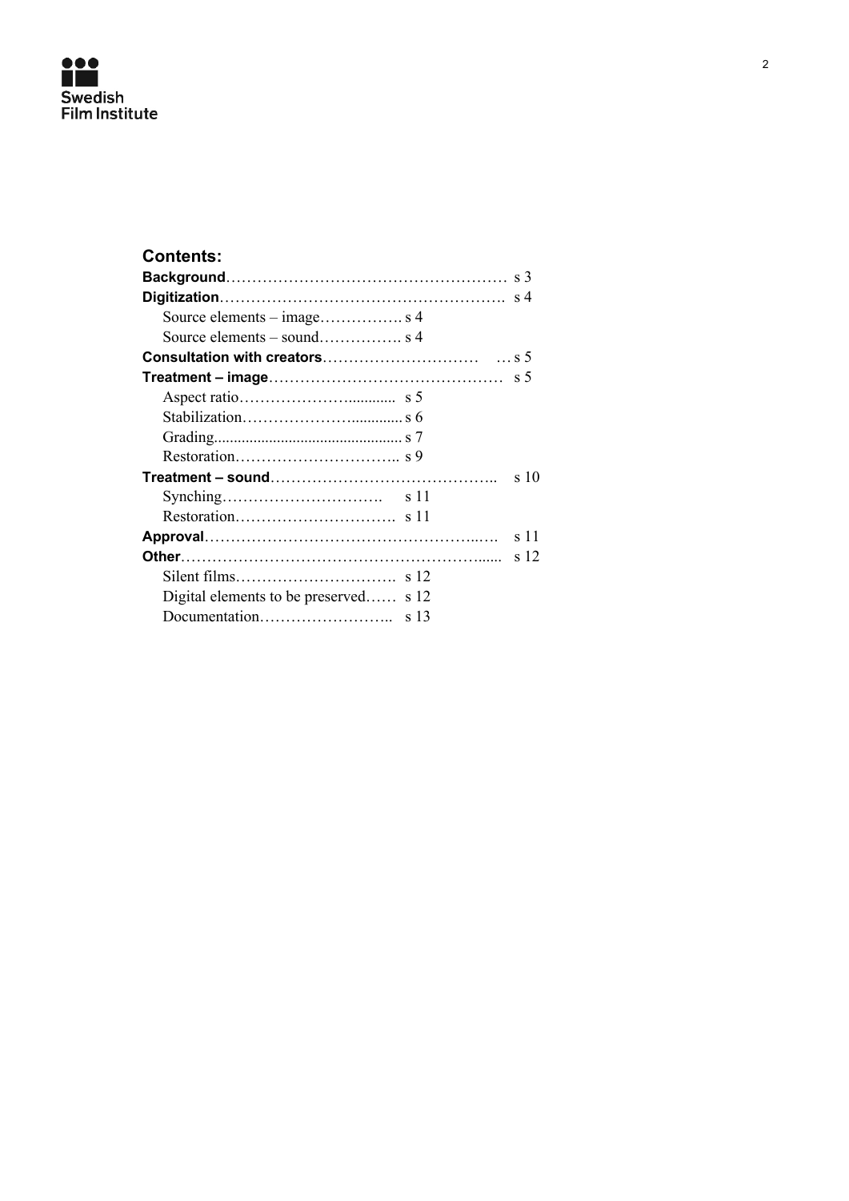**Contents:**

**Background**………………………………………………… s 3
**Digitization**………………………………………………. s 4
  Source elements – image……………. s 4
  Source elements – sound……………. s 4
**Consultation with creators**………………………… … s 5
**Treatment – image**……………………………………… s 5
  Aspect ratio……………………........... s 5
  Stabilization………………….............. s 6
  Grading............................................... s 7
  Restoration………………………….. s 9
**Treatment – sound**…………………………………….. s 10
  Synching…………………………. s 11
  Restoration…………………………. s 11
**Approval**…………………………………………...…. s 11
**Other**………………………………………………...... s 12
  Silent films…………………………. s 12
  Digital elements to be preserved…… s 12
  Documentation…………………….. s 13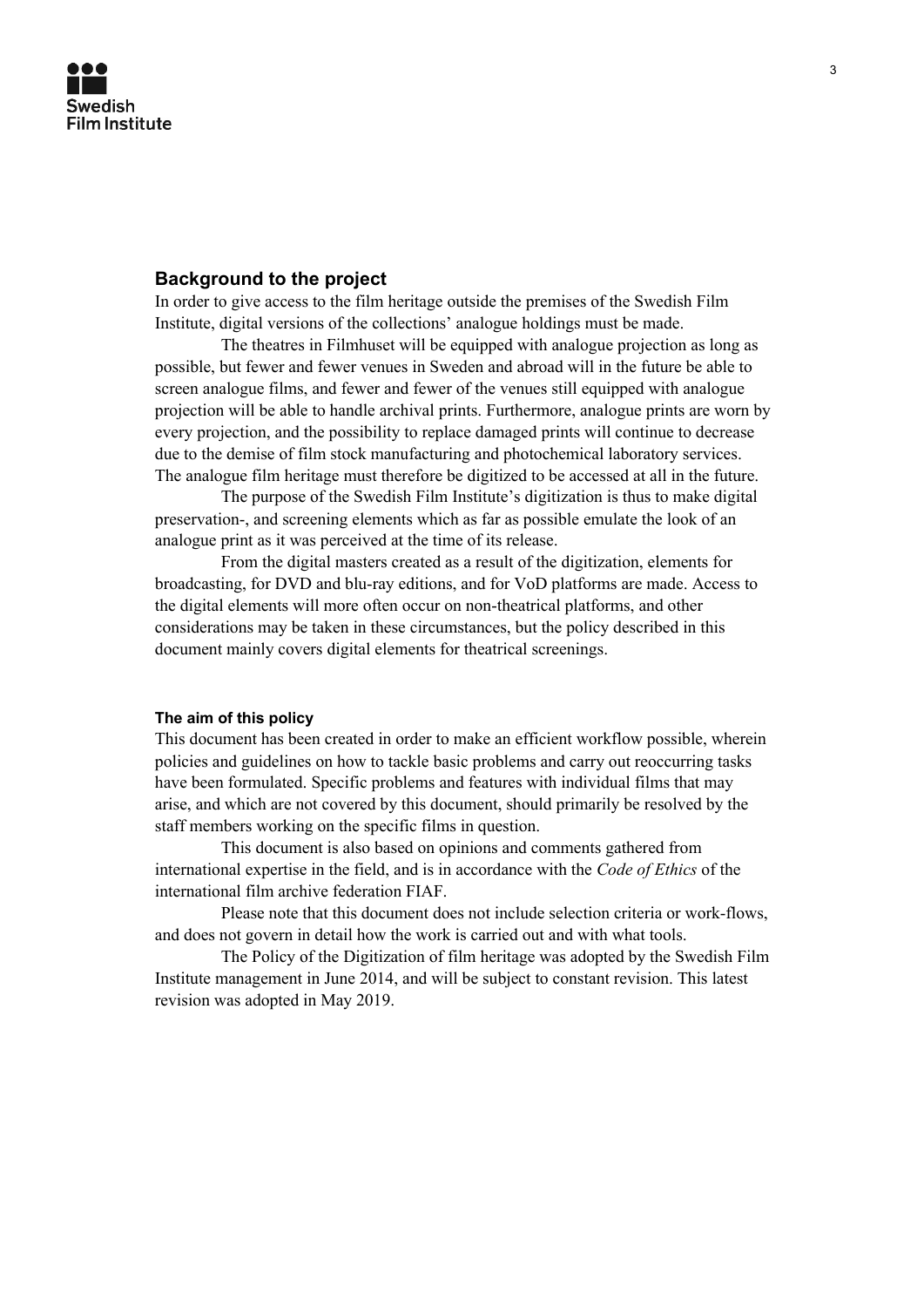## Background to the project

In order to give access to the film heritage outside the premises of the Swedish Film Institute, digital versions of the collections' analogue holdings must be made.

The theatres in Filmhuset will be equipped with analogue projection as long as possible, but fewer and fewer venues in Sweden and abroad will in the future be able to screen analogue films, and fewer and fewer of the venues still equipped with analogue projection will be able to handle archival prints. Furthermore, analogue prints are worn by every projection, and the possibility to replace damaged prints will continue to decrease due to the demise of film stock manufacturing and photochemical laboratory services. The analogue film heritage must therefore be digitized to be accessed at all in the future.

The purpose of the Swedish Film Institute's digitization is thus to make digital preservation-, and screening elements which as far as possible emulate the look of an analogue print as it was perceived at the time of its release.

From the digital masters created as a result of the digitization, elements for broadcasting, for DVD and blu-ray editions, and for VoD platforms are made. Access to the digital elements will more often occur on non-theatrical platforms, and other considerations may be taken in these circumstances, but the policy described in this document mainly covers digital elements for theatrical screenings.

### The aim of this policy

This document has been created in order to make an efficient workflow possible, wherein policies and guidelines on how to tackle basic problems and carry out reoccurring tasks have been formulated. Specific problems and features with individual films that may arise, and which are not covered by this document, should primarily be resolved by the staff members working on the specific films in question.

This document is also based on opinions and comments gathered from international expertise in the field, and is in accordance with the *Code of Ethics* of the international film archive federation FIAF.

Please note that this document does not include selection criteria or work-flows, and does not govern in detail how the work is carried out and with what tools.

The Policy of the Digitization of film heritage was adopted by the Swedish Film Institute management in June 2014, and will be subject to constant revision. This latest revision was adopted in May 2019.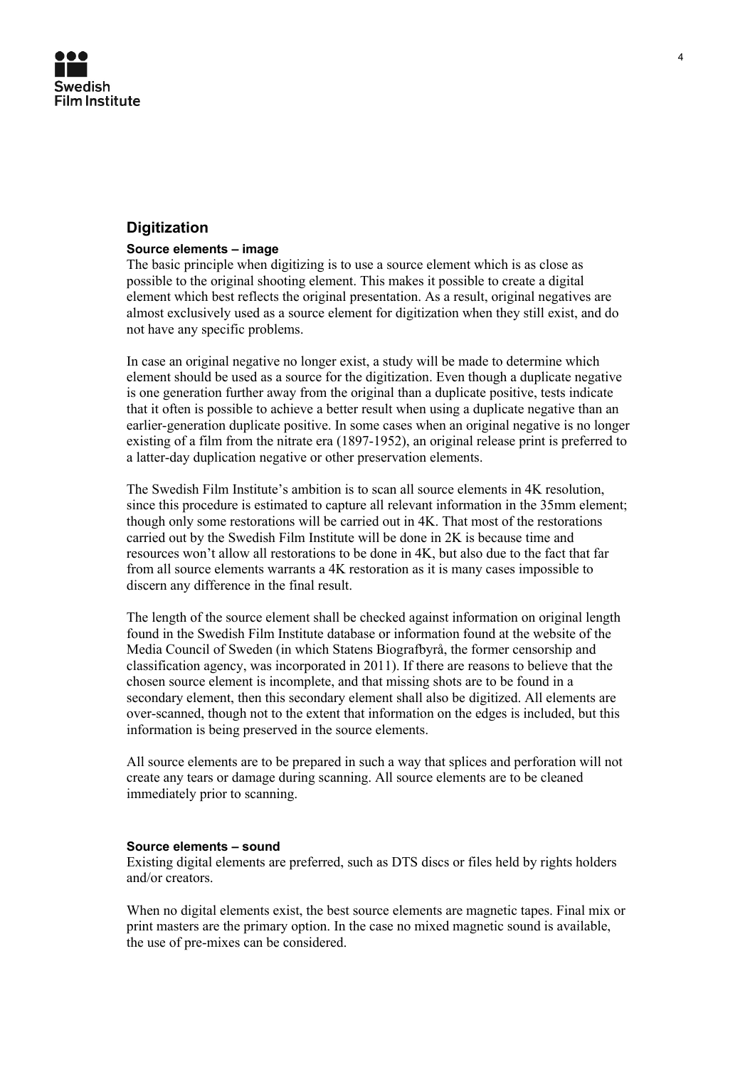## Digitization

### Source elements – image

The basic principle when digitizing is to use a source element which is as close as possible to the original shooting element. This makes it possible to create a digital element which best reflects the original presentation. As a result, original negatives are almost exclusively used as a source element for digitization when they still exist, and do not have any specific problems.

In case an original negative no longer exist, a study will be made to determine which element should be used as a source for the digitization. Even though a duplicate negative is one generation further away from the original than a duplicate positive, tests indicate that it often is possible to achieve a better result when using a duplicate negative than an earlier-generation duplicate positive. In some cases when an original negative is no longer existing of a film from the nitrate era (1897-1952), an original release print is preferred to a latter-day duplication negative or other preservation elements.

The Swedish Film Institute's ambition is to scan all source elements in 4K resolution, since this procedure is estimated to capture all relevant information in the 35mm element; though only some restorations will be carried out in 4K. That most of the restorations carried out by the Swedish Film Institute will be done in 2K is because time and resources won't allow all restorations to be done in 4K, but also due to the fact that far from all source elements warrants a 4K restoration as it is many cases impossible to discern any difference in the final result.

The length of the source element shall be checked against information on original length found in the Swedish Film Institute database or information found at the website of the Media Council of Sweden (in which Statens Biografbyrå, the former censorship and classification agency, was incorporated in 2011). If there are reasons to believe that the chosen source element is incomplete, and that missing shots are to be found in a secondary element, then this secondary element shall also be digitized. All elements are over-scanned, though not to the extent that information on the edges is included, but this information is being preserved in the source elements.

All source elements are to be prepared in such a way that splices and perforation will not create any tears or damage during scanning. All source elements are to be cleaned immediately prior to scanning.

### Source elements – sound

Existing digital elements are preferred, such as DTS discs or files held by rights holders and/or creators.

When no digital elements exist, the best source elements are magnetic tapes. Final mix or print masters are the primary option. In the case no mixed magnetic sound is available, the use of pre-mixes can be considered.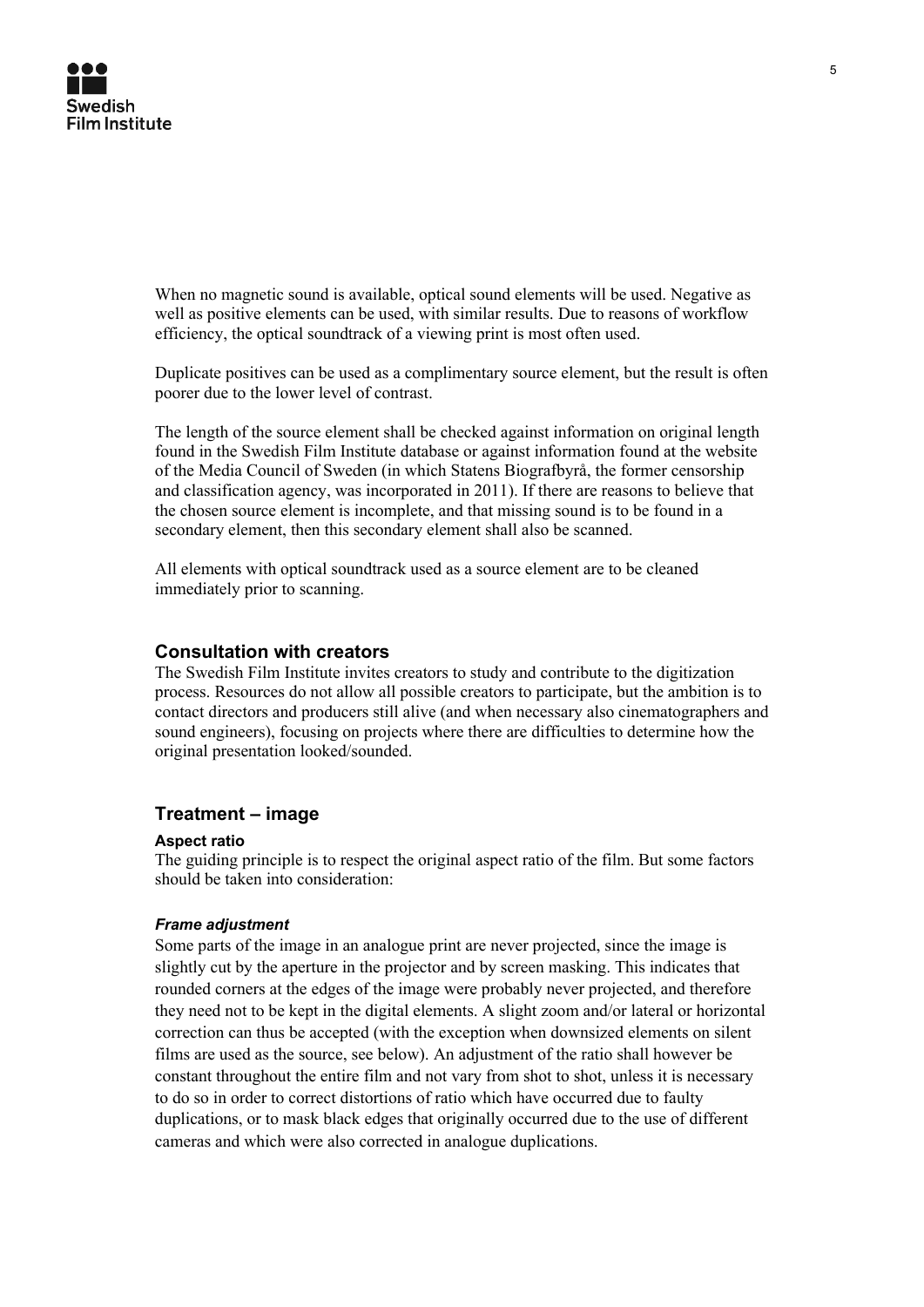When no magnetic sound is available, optical sound elements will be used. Negative as well as positive elements can be used, with similar results. Due to reasons of workflow efficiency, the optical soundtrack of a viewing print is most often used.

Duplicate positives can be used as a complimentary source element, but the result is often poorer due to the lower level of contrast.

The length of the source element shall be checked against information on original length found in the Swedish Film Institute database or against information found at the website of the Media Council of Sweden (in which Statens Biografbyrå, the former censorship and classification agency, was incorporated in 2011). If there are reasons to believe that the chosen source element is incomplete, and that missing sound is to be found in a secondary element, then this secondary element shall also be scanned.

All elements with optical soundtrack used as a source element are to be cleaned immediately prior to scanning.

## Consultation with creators

The Swedish Film Institute invites creators to study and contribute to the digitization process. Resources do not allow all possible creators to participate, but the ambition is to contact directors and producers still alive (and when necessary also cinematographers and sound engineers), focusing on projects where there are difficulties to determine how the original presentation looked/sounded.

## Treatment – image

### Aspect ratio

The guiding principle is to respect the original aspect ratio of the film. But some factors should be taken into consideration:

#### *Frame adjustment*

Some parts of the image in an analogue print are never projected, since the image is slightly cut by the aperture in the projector and by screen masking. This indicates that rounded corners at the edges of the image were probably never projected, and therefore they need not to be kept in the digital elements. A slight zoom and/or lateral or horizontal correction can thus be accepted (with the exception when downsized elements on silent films are used as the source, see below). An adjustment of the ratio shall however be constant throughout the entire film and not vary from shot to shot, unless it is necessary to do so in order to correct distortions of ratio which have occurred due to faulty duplications, or to mask black edges that originally occurred due to the use of different cameras and which were also corrected in analogue duplications.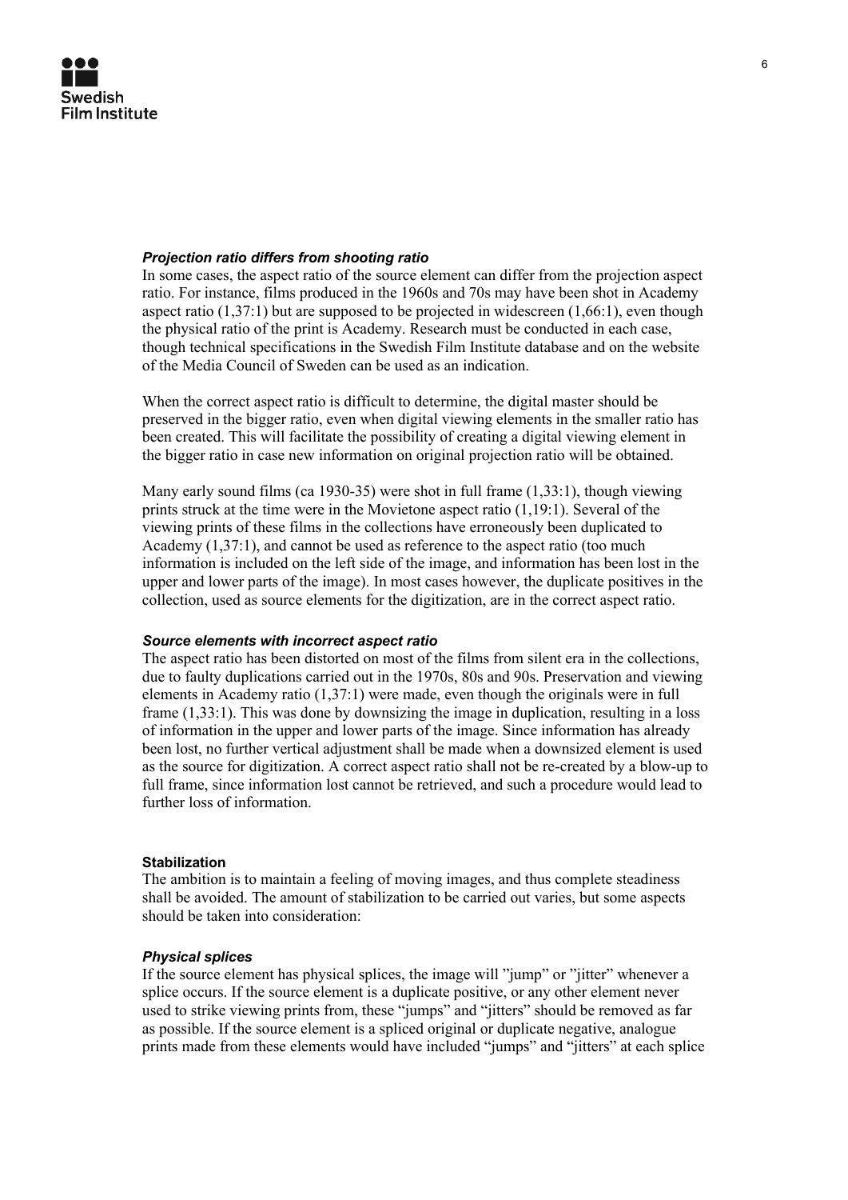### *Projection ratio differs from shooting ratio*

In some cases, the aspect ratio of the source element can differ from the projection aspect ratio. For instance, films produced in the 1960s and 70s may have been shot in Academy aspect ratio (1,37:1) but are supposed to be projected in widescreen (1,66:1), even though the physical ratio of the print is Academy. Research must be conducted in each case, though technical specifications in the Swedish Film Institute database and on the website of the Media Council of Sweden can be used as an indication.

When the correct aspect ratio is difficult to determine, the digital master should be preserved in the bigger ratio, even when digital viewing elements in the smaller ratio has been created. This will facilitate the possibility of creating a digital viewing element in the bigger ratio in case new information on original projection ratio will be obtained.

Many early sound films (ca 1930-35) were shot in full frame (1,33:1), though viewing prints struck at the time were in the Movietone aspect ratio (1,19:1). Several of the viewing prints of these films in the collections have erroneously been duplicated to Academy (1,37:1), and cannot be used as reference to the aspect ratio (too much information is included on the left side of the image, and information has been lost in the upper and lower parts of the image). In most cases however, the duplicate positives in the collection, used as source elements for the digitization, are in the correct aspect ratio.

### *Source elements with incorrect aspect ratio*

The aspect ratio has been distorted on most of the films from silent era in the collections, due to faulty duplications carried out in the 1970s, 80s and 90s. Preservation and viewing elements in Academy ratio (1,37:1) were made, even though the originals were in full frame (1,33:1). This was done by downsizing the image in duplication, resulting in a loss of information in the upper and lower parts of the image. Since information has already been lost, no further vertical adjustment shall be made when a downsized element is used as the source for digitization. A correct aspect ratio shall not be re-created by a blow-up to full frame, since information lost cannot be retrieved, and such a procedure would lead to further loss of information.

## Stabilization

The ambition is to maintain a feeling of moving images, and thus complete steadiness shall be avoided. The amount of stabilization to be carried out varies, but some aspects should be taken into consideration:

### *Physical splices*

If the source element has physical splices, the image will "jump" or "jitter" whenever a splice occurs. If the source element is a duplicate positive, or any other element never used to strike viewing prints from, these "jumps" and "jitters" should be removed as far as possible. If the source element is a spliced original or duplicate negative, analogue prints made from these elements would have included "jumps" and "jitters" at each splice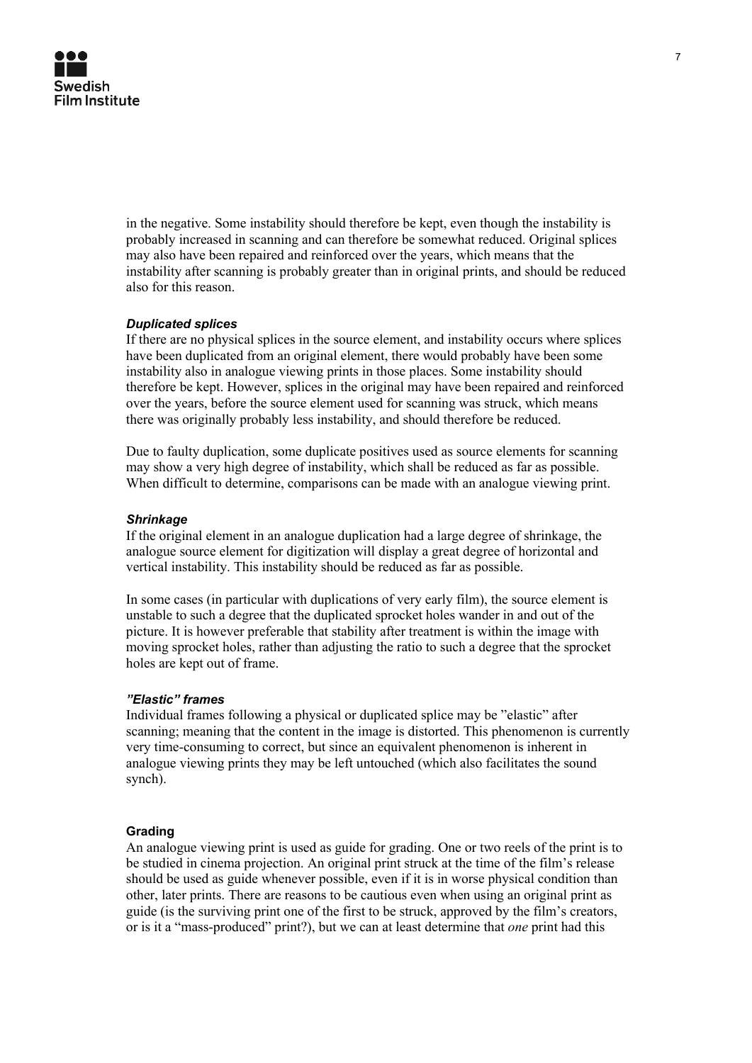in the negative. Some instability should therefore be kept, even though the instability is probably increased in scanning and can therefore be somewhat reduced. Original splices may also have been repaired and reinforced over the years, which means that the instability after scanning is probably greater than in original prints, and should be reduced also for this reason.

***Duplicated splices***

If there are no physical splices in the source element, and instability occurs where splices have been duplicated from an original element, there would probably have been some instability also in analogue viewing prints in those places. Some instability should therefore be kept. However, splices in the original may have been repaired and reinforced over the years, before the source element used for scanning was struck, which means there was originally probably less instability, and should therefore be reduced.

Due to faulty duplication, some duplicate positives used as source elements for scanning may show a very high degree of instability, which shall be reduced as far as possible. When difficult to determine, comparisons can be made with an analogue viewing print.

***Shrinkage***

If the original element in an analogue duplication had a large degree of shrinkage, the analogue source element for digitization will display a great degree of horizontal and vertical instability. This instability should be reduced as far as possible.

In some cases (in particular with duplications of very early film), the source element is unstable to such a degree that the duplicated sprocket holes wander in and out of the picture. It is however preferable that stability after treatment is within the image with moving sprocket holes, rather than adjusting the ratio to such a degree that the sprocket holes are kept out of frame.

***"Elastic" frames***

Individual frames following a physical or duplicated splice may be "elastic" after scanning; meaning that the content in the image is distorted. This phenomenon is currently very time-consuming to correct, but since an equivalent phenomenon is inherent in analogue viewing prints they may be left untouched (which also facilitates the sound synch).

**Grading**

An analogue viewing print is used as guide for grading. One or two reels of the print is to be studied in cinema projection. An original print struck at the time of the film's release should be used as guide whenever possible, even if it is in worse physical condition than other, later prints. There are reasons to be cautious even when using an original print as guide (is the surviving print one of the first to be struck, approved by the film's creators, or is it a "mass-produced" print?), but we can at least determine that *one* print had this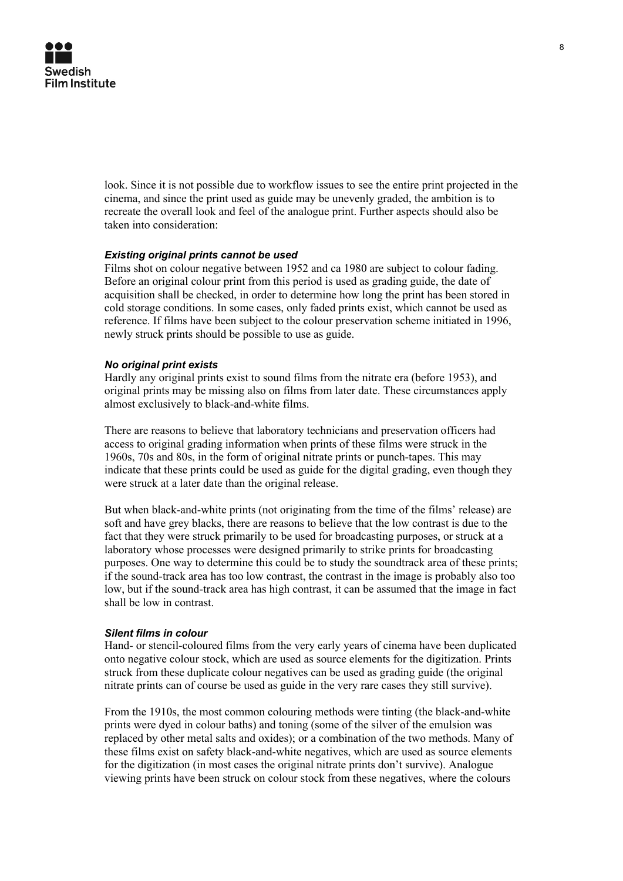look. Since it is not possible due to workflow issues to see the entire print projected in the cinema, and since the print used as guide may be unevenly graded, the ambition is to recreate the overall look and feel of the analogue print. Further aspects should also be taken into consideration:

***Existing original prints cannot be used***

Films shot on colour negative between 1952 and ca 1980 are subject to colour fading. Before an original colour print from this period is used as grading guide, the date of acquisition shall be checked, in order to determine how long the print has been stored in cold storage conditions. In some cases, only faded prints exist, which cannot be used as reference. If films have been subject to the colour preservation scheme initiated in 1996, newly struck prints should be possible to use as guide.

***No original print exists***

Hardly any original prints exist to sound films from the nitrate era (before 1953), and original prints may be missing also on films from later date. These circumstances apply almost exclusively to black-and-white films.

There are reasons to believe that laboratory technicians and preservation officers had access to original grading information when prints of these films were struck in the 1960s, 70s and 80s, in the form of original nitrate prints or punch-tapes. This may indicate that these prints could be used as guide for the digital grading, even though they were struck at a later date than the original release.

But when black-and-white prints (not originating from the time of the films' release) are soft and have grey blacks, there are reasons to believe that the low contrast is due to the fact that they were struck primarily to be used for broadcasting purposes, or struck at a laboratory whose processes were designed primarily to strike prints for broadcasting purposes. One way to determine this could be to study the soundtrack area of these prints; if the sound-track area has too low contrast, the contrast in the image is probably also too low, but if the sound-track area has high contrast, it can be assumed that the image in fact shall be low in contrast.

***Silent films in colour***

Hand- or stencil-coloured films from the very early years of cinema have been duplicated onto negative colour stock, which are used as source elements for the digitization. Prints struck from these duplicate colour negatives can be used as grading guide (the original nitrate prints can of course be used as guide in the very rare cases they still survive).

From the 1910s, the most common colouring methods were tinting (the black-and-white prints were dyed in colour baths) and toning (some of the silver of the emulsion was replaced by other metal salts and oxides); or a combination of the two methods. Many of these films exist on safety black-and-white negatives, which are used as source elements for the digitization (in most cases the original nitrate prints don't survive). Analogue viewing prints have been struck on colour stock from these negatives, where the colours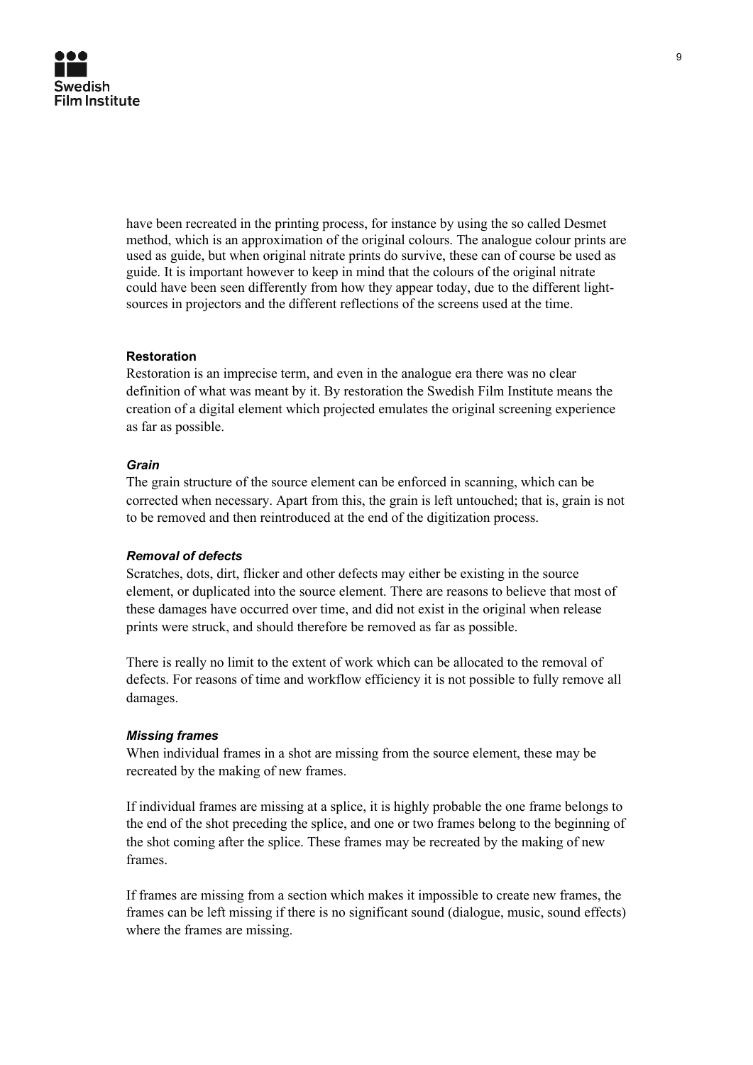have been recreated in the printing process, for instance by using the so called Desmet method, which is an approximation of the original colours. The analogue colour prints are used as guide, but when original nitrate prints do survive, these can of course be used as guide. It is important however to keep in mind that the colours of the original nitrate could have been seen differently from how they appear today, due to the different light-sources in projectors and the different reflections of the screens used at the time.

**Restoration**

Restoration is an imprecise term, and even in the analogue era there was no clear definition of what was meant by it. By restoration the Swedish Film Institute means the creation of a digital element which projected emulates the original screening experience as far as possible.

***Grain***

The grain structure of the source element can be enforced in scanning, which can be corrected when necessary. Apart from this, the grain is left untouched; that is, grain is not to be removed and then reintroduced at the end of the digitization process.

***Removal of defects***

Scratches, dots, dirt, flicker and other defects may either be existing in the source element, or duplicated into the source element. There are reasons to believe that most of these damages have occurred over time, and did not exist in the original when release prints were struck, and should therefore be removed as far as possible.

There is really no limit to the extent of work which can be allocated to the removal of defects. For reasons of time and workflow efficiency it is not possible to fully remove all damages.

***Missing frames***

When individual frames in a shot are missing from the source element, these may be recreated by the making of new frames.

If individual frames are missing at a splice, it is highly probable the one frame belongs to the end of the shot preceding the splice, and one or two frames belong to the beginning of the shot coming after the splice. These frames may be recreated by the making of new frames.

If frames are missing from a section which makes it impossible to create new frames, the frames can be left missing if there is no significant sound (dialogue, music, sound effects) where the frames are missing.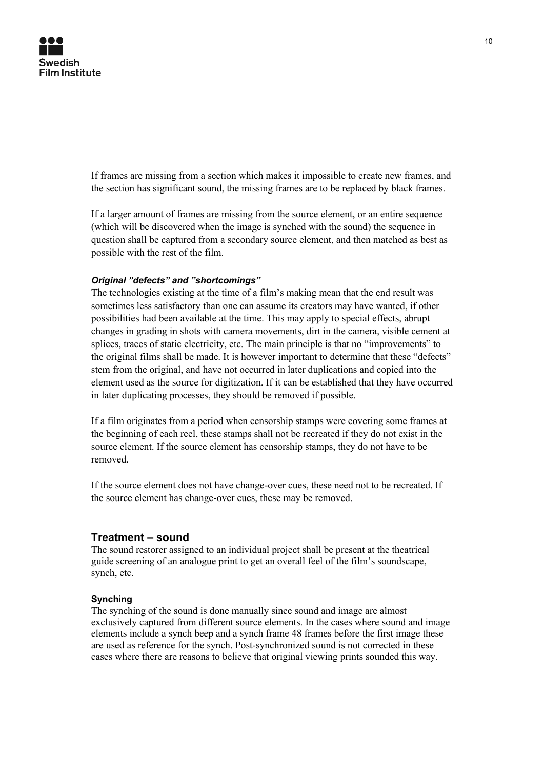If frames are missing from a section which makes it impossible to create new frames, and the section has significant sound, the missing frames are to be replaced by black frames.

If a larger amount of frames are missing from the source element, or an entire sequence (which will be discovered when the image is synched with the sound) the sequence in question shall be captured from a secondary source element, and then matched as best as possible with the rest of the film.

#### *Original ”defects” and ”shortcomings”*

The technologies existing at the time of a film’s making mean that the end result was sometimes less satisfactory than one can assume its creators may have wanted, if other possibilities had been available at the time. This may apply to special effects, abrupt changes in grading in shots with camera movements, dirt in the camera, visible cement at splices, traces of static electricity, etc. The main principle is that no “improvements” to the original films shall be made. It is however important to determine that these “defects” stem from the original, and have not occurred in later duplications and copied into the element used as the source for digitization. If it can be established that they have occurred in later duplicating processes, they should be removed if possible.

If a film originates from a period when censorship stamps were covering some frames at the beginning of each reel, these stamps shall not be recreated if they do not exist in the source element. If the source element has censorship stamps, they do not have to be removed.

If the source element does not have change-over cues, these need not to be recreated. If the source element has change-over cues, these may be removed.

## Treatment – sound

The sound restorer assigned to an individual project shall be present at the theatrical guide screening of an analogue print to get an overall feel of the film’s soundscape, synch, etc.

#### Synching

The synching of the sound is done manually since sound and image are almost exclusively captured from different source elements. In the cases where sound and image elements include a synch beep and a synch frame 48 frames before the first image these are used as reference for the synch. Post-synchronized sound is not corrected in these cases where there are reasons to believe that original viewing prints sounded this way.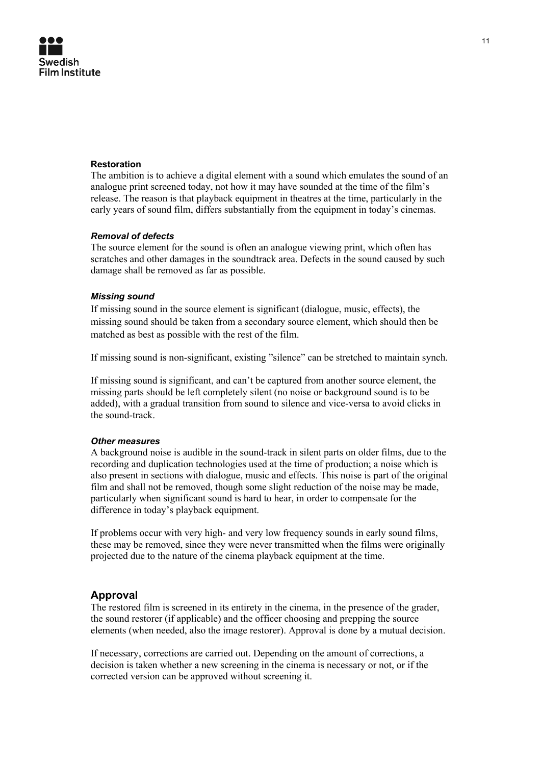**Restoration**

The ambition is to achieve a digital element with a sound which emulates the sound of an analogue print screened today, not how it may have sounded at the time of the film's release. The reason is that playback equipment in theatres at the time, particularly in the early years of sound film, differs substantially from the equipment in today's cinemas.

***Removal of defects***

The source element for the sound is often an analogue viewing print, which often has scratches and other damages in the soundtrack area. Defects in the sound caused by such damage shall be removed as far as possible.

***Missing sound***

If missing sound in the source element is significant (dialogue, music, effects), the missing sound should be taken from a secondary source element, which should then be matched as best as possible with the rest of the film.

If missing sound is non-significant, existing "silence" can be stretched to maintain synch.

If missing sound is significant, and can't be captured from another source element, the missing parts should be left completely silent (no noise or background sound is to be added), with a gradual transition from sound to silence and vice-versa to avoid clicks in the sound-track.

***Other measures***

A background noise is audible in the sound-track in silent parts on older films, due to the recording and duplication technologies used at the time of production; a noise which is also present in sections with dialogue, music and effects. This noise is part of the original film and shall not be removed, though some slight reduction of the noise may be made, particularly when significant sound is hard to hear, in order to compensate for the difference in today's playback equipment.

If problems occur with very high- and very low frequency sounds in early sound films, these may be removed, since they were never transmitted when the films were originally projected due to the nature of the cinema playback equipment at the time.

## Approval

The restored film is screened in its entirety in the cinema, in the presence of the grader, the sound restorer (if applicable) and the officer choosing and prepping the source elements (when needed, also the image restorer). Approval is done by a mutual decision.

If necessary, corrections are carried out. Depending on the amount of corrections, a decision is taken whether a new screening in the cinema is necessary or not, or if the corrected version can be approved without screening it.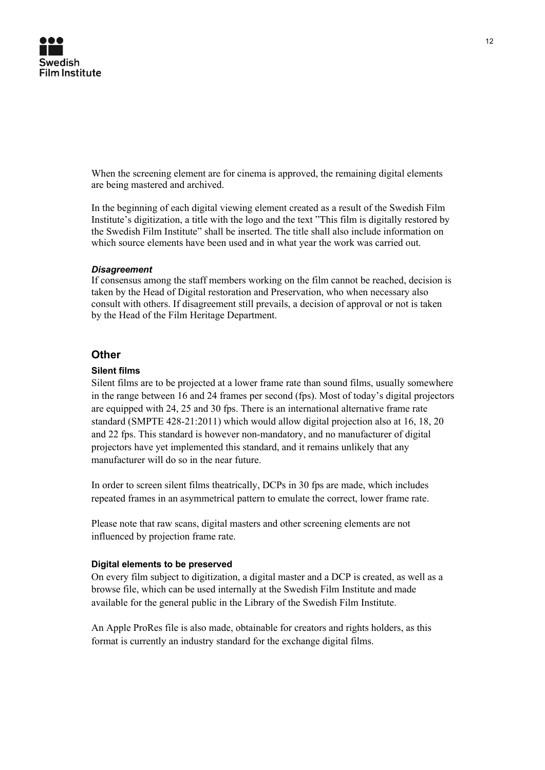When the screening element are for cinema is approved, the remaining digital elements are being mastered and archived.

In the beginning of each digital viewing element created as a result of the Swedish Film Institute's digitization, a title with the logo and the text "This film is digitally restored by the Swedish Film Institute" shall be inserted. The title shall also include information on which source elements have been used and in what year the work was carried out.

#### *Disagreement*

If consensus among the staff members working on the film cannot be reached, decision is taken by the Head of Digital restoration and Preservation, who when necessary also consult with others. If disagreement still prevails, a decision of approval or not is taken by the Head of the Film Heritage Department.

## Other

### Silent films

Silent films are to be projected at a lower frame rate than sound films, usually somewhere in the range between 16 and 24 frames per second (fps). Most of today's digital projectors are equipped with 24, 25 and 30 fps. There is an international alternative frame rate standard (SMPTE 428-21:2011) which would allow digital projection also at 16, 18, 20 and 22 fps. This standard is however non-mandatory, and no manufacturer of digital projectors have yet implemented this standard, and it remains unlikely that any manufacturer will do so in the near future.

In order to screen silent films theatrically, DCPs in 30 fps are made, which includes repeated frames in an asymmetrical pattern to emulate the correct, lower frame rate.

Please note that raw scans, digital masters and other screening elements are not influenced by projection frame rate.

### Digital elements to be preserved

On every film subject to digitization, a digital master and a DCP is created, as well as a browse file, which can be used internally at the Swedish Film Institute and made available for the general public in the Library of the Swedish Film Institute.

An Apple ProRes file is also made, obtainable for creators and rights holders, as this format is currently an industry standard for the exchange digital films.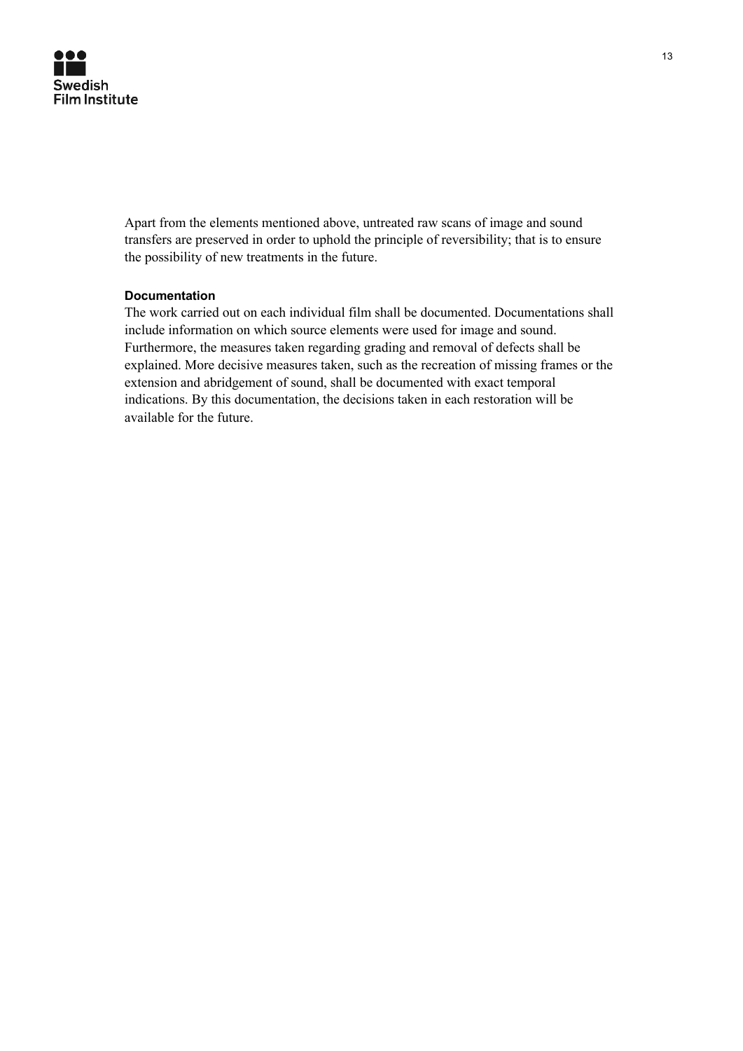Apart from the elements mentioned above, untreated raw scans of image and sound transfers are preserved in order to uphold the principle of reversibility; that is to ensure the possibility of new treatments in the future.

**Documentation**

The work carried out on each individual film shall be documented. Documentations shall include information on which source elements were used for image and sound. Furthermore, the measures taken regarding grading and removal of defects shall be explained. More decisive measures taken, such as the recreation of missing frames or the extension and abridgement of sound, shall be documented with exact temporal indications. By this documentation, the decisions taken in each restoration will be available for the future.